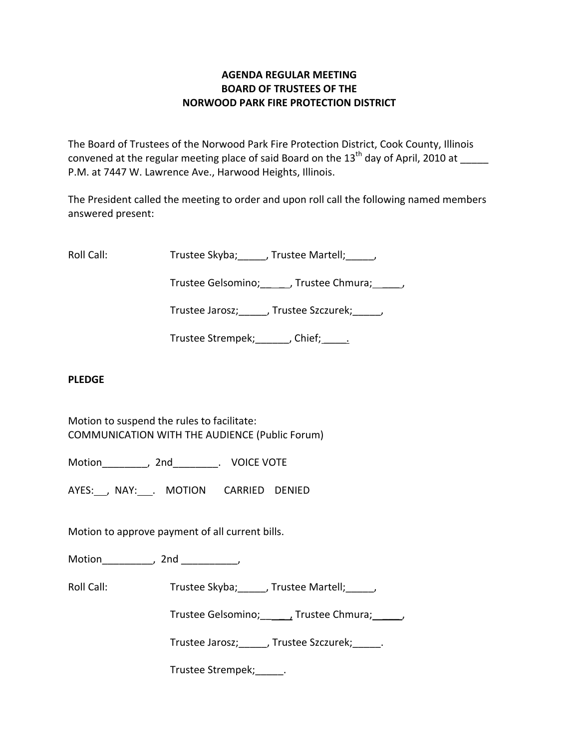**AGENDA REGULAR MEETING**
**BOARD OF TRUSTEES OF THE**
**NORWOOD PARK FIRE PROTECTION DISTRICT**

The Board of Trustees of the Norwood Park Fire Protection District, Cook County, Illinois convened at the regular meeting place of said Board on the 13th day of April, 2010 at _____ P.M. at 7447 W. Lawrence Ave., Harwood Heights, Illinois.

The President called the meeting to order and upon roll call the following named members answered present:

Roll Call: Trustee Skyba;_____, Trustee Martell;_____,

Trustee Gelsomino;_____, Trustee Chmura;_____,

Trustee Jarosz;_____, Trustee Szczurek;_____,

Trustee Strempek;______, Chief;_____.

**PLEDGE**

Motion to suspend the rules to facilitate:
COMMUNICATION WITH THE AUDIENCE (Public Forum)

Motion________, 2nd________. VOICE VOTE

AYES:___, NAY:___. MOTION CARRIED DENIED

Motion to approve payment of all current bills.

Motion_________, 2nd __________,

Roll Call: Trustee Skyba;_____, Trustee Martell;_____,

Trustee Gelsomino;_____, Trustee Chmura;_____,

Trustee Jarosz;_____, Trustee Szczurek;_____.

Trustee Strempek;_____.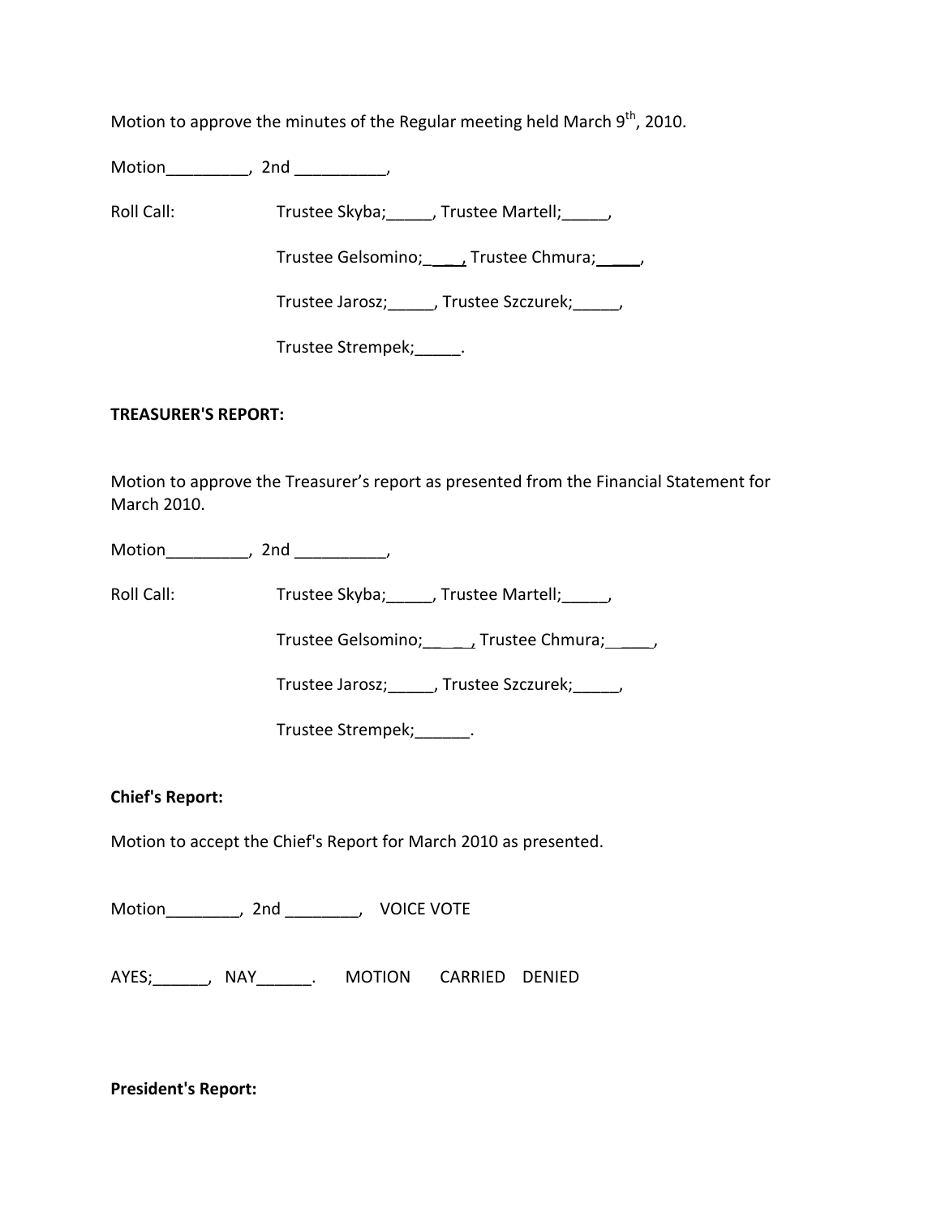Motion to approve the minutes of the Regular meeting held March 9th, 2010.

Motion_________, 2nd __________,

Roll Call: Trustee Skyba;_____, Trustee Martell;_____,

Trustee Gelsomino;_____, Trustee Chmura;_____,

Trustee Jarosz;_____, Trustee Szczurek;_____,

Trustee Strempek;_____.

**TREASURER'S REPORT:**

Motion to approve the Treasurer's report as presented from the Financial Statement for March 2010.

Motion_________, 2nd __________,

Roll Call: Trustee Skyba;_____, Trustee Martell;_____,

Trustee Gelsomino;_____, Trustee Chmura;_____,

Trustee Jarosz;_____, Trustee Szczurek;_____,

Trustee Strempek;______.

**Chief's Report:**

Motion to accept the Chief's Report for March 2010 as presented.

Motion________, 2nd ________, VOICE VOTE

AYES;______, NAY______. MOTION CARRIED DENIED

**President's Report:**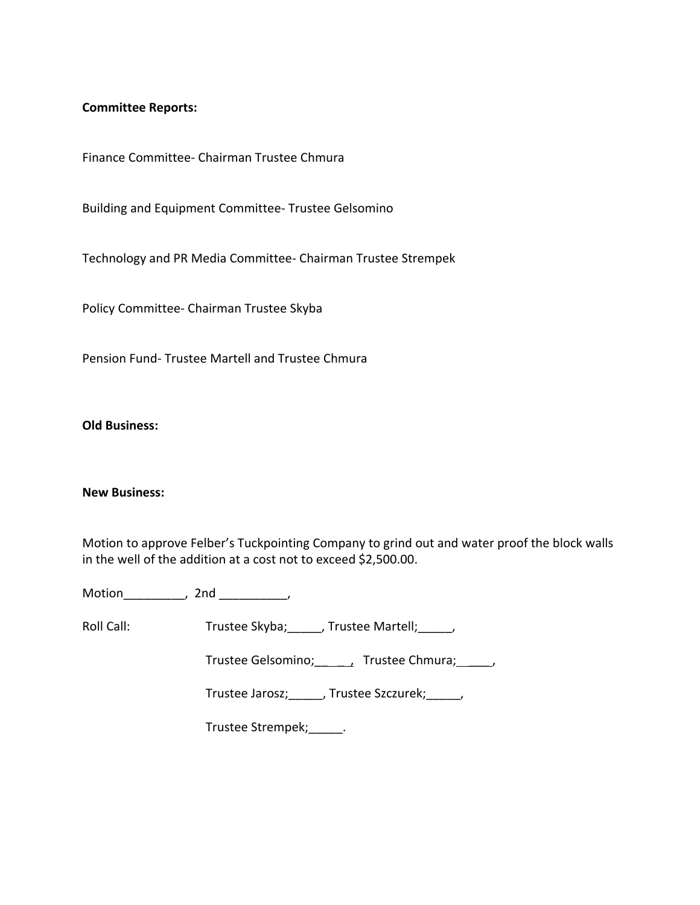**Committee Reports:**

Finance Committee- Chairman Trustee Chmura

Building and Equipment Committee- Trustee Gelsomino

Technology and PR Media Committee- Chairman Trustee Strempek

Policy Committee- Chairman Trustee Skyba

Pension Fund- Trustee Martell and Trustee Chmura

**Old Business:**

**New Business:**

Motion to approve Felber's Tuckpointing Company to grind out and water proof the block walls in the well of the addition at a cost not to exceed $2,500.00.

Motion_________, 2nd __________,

Roll Call: Trustee Skyba;_____, Trustee Martell;_____,

Trustee Gelsomino;_____, Trustee Chmura;_____,

Trustee Jarosz;_____, Trustee Szczurek;_____,

Trustee Strempek;_____.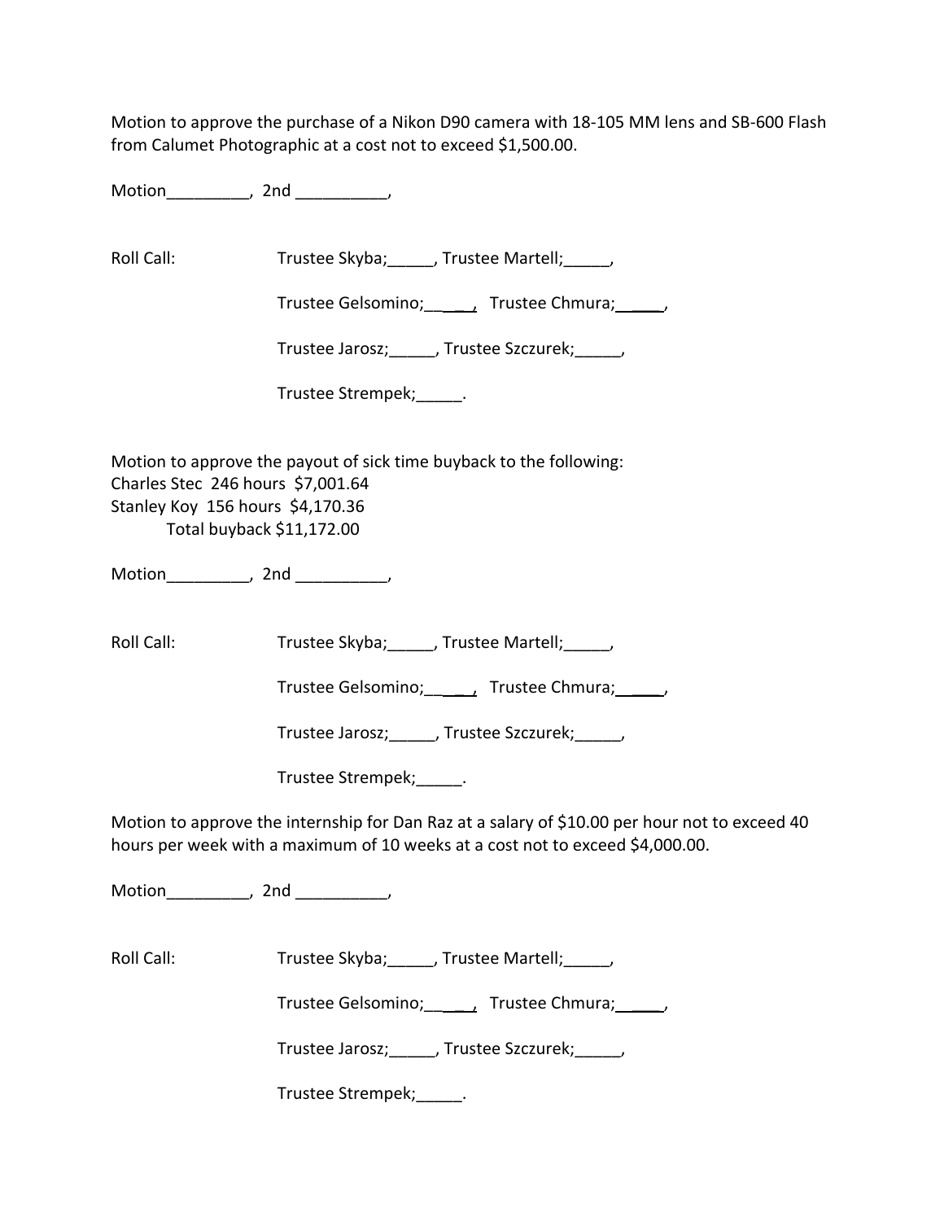Motion to approve the purchase of a Nikon D90 camera with 18-105 MM lens and SB-600 Flash from Calumet Photographic at a cost not to exceed $1,500.00.

Motion_________, 2nd __________,

Roll Call: Trustee Skyba;_____, Trustee Martell;_____,

Trustee Gelsomino;_____, Trustee Chmura;_____,

Trustee Jarosz;_____, Trustee Szczurek;_____,

Trustee Strempek;_____.

Motion to approve the payout of sick time buyback to the following:
Charles Stec 246 hours $7,001.64
Stanley Koy 156 hours $4,170.36
Total buyback $11,172.00

Motion_________, 2nd __________,

Roll Call: Trustee Skyba;_____, Trustee Martell;_____,

Trustee Gelsomino;_____, Trustee Chmura;_____,

Trustee Jarosz;_____, Trustee Szczurek;_____,

Trustee Strempek;_____.

Motion to approve the internship for Dan Raz at a salary of $10.00 per hour not to exceed 40 hours per week with a maximum of 10 weeks at a cost not to exceed $4,000.00.

Motion_________, 2nd __________,

Roll Call: Trustee Skyba;_____, Trustee Martell;_____,

Trustee Gelsomino;_____, Trustee Chmura;_____,

Trustee Jarosz;_____, Trustee Szczurek;_____,

Trustee Strempek;_____.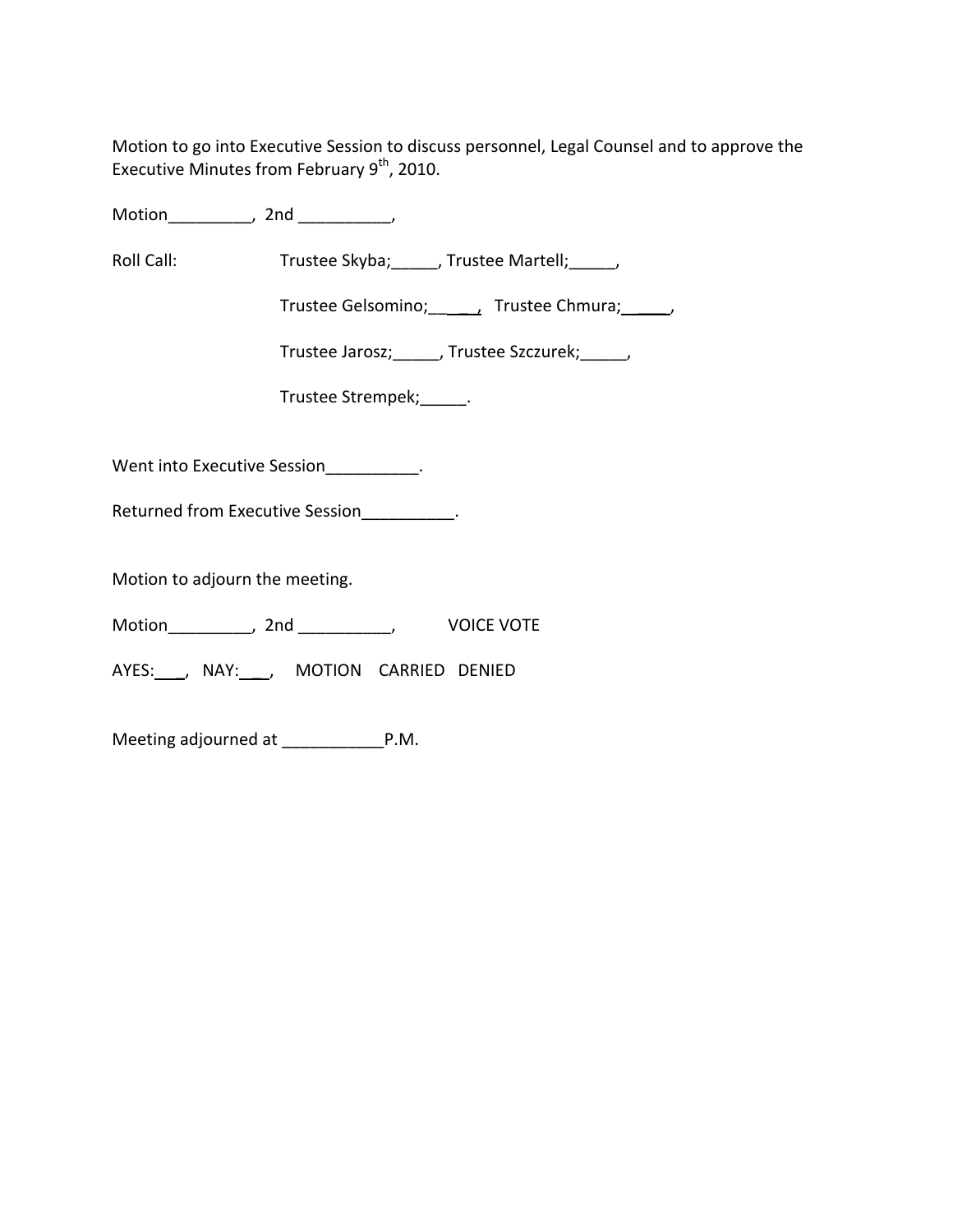Motion to go into Executive Session to discuss personnel, Legal Counsel and to approve the Executive Minutes from February 9th, 2010.

Motion_________, 2nd __________,

Roll Call: Trustee Skyba;_____, Trustee Martell;_____,

Trustee Gelsomino;_____, Trustee Chmura;_____,

Trustee Jarosz;_____, Trustee Szczurek;_____,

Trustee Strempek;_____.

Went into Executive Session__________.

Returned from Executive Session__________.

Motion to adjourn the meeting.

Motion_________, 2nd __________, VOICE VOTE

AYES:___, NAY:___, MOTION CARRIED DENIED

Meeting adjourned at ___________P.M.